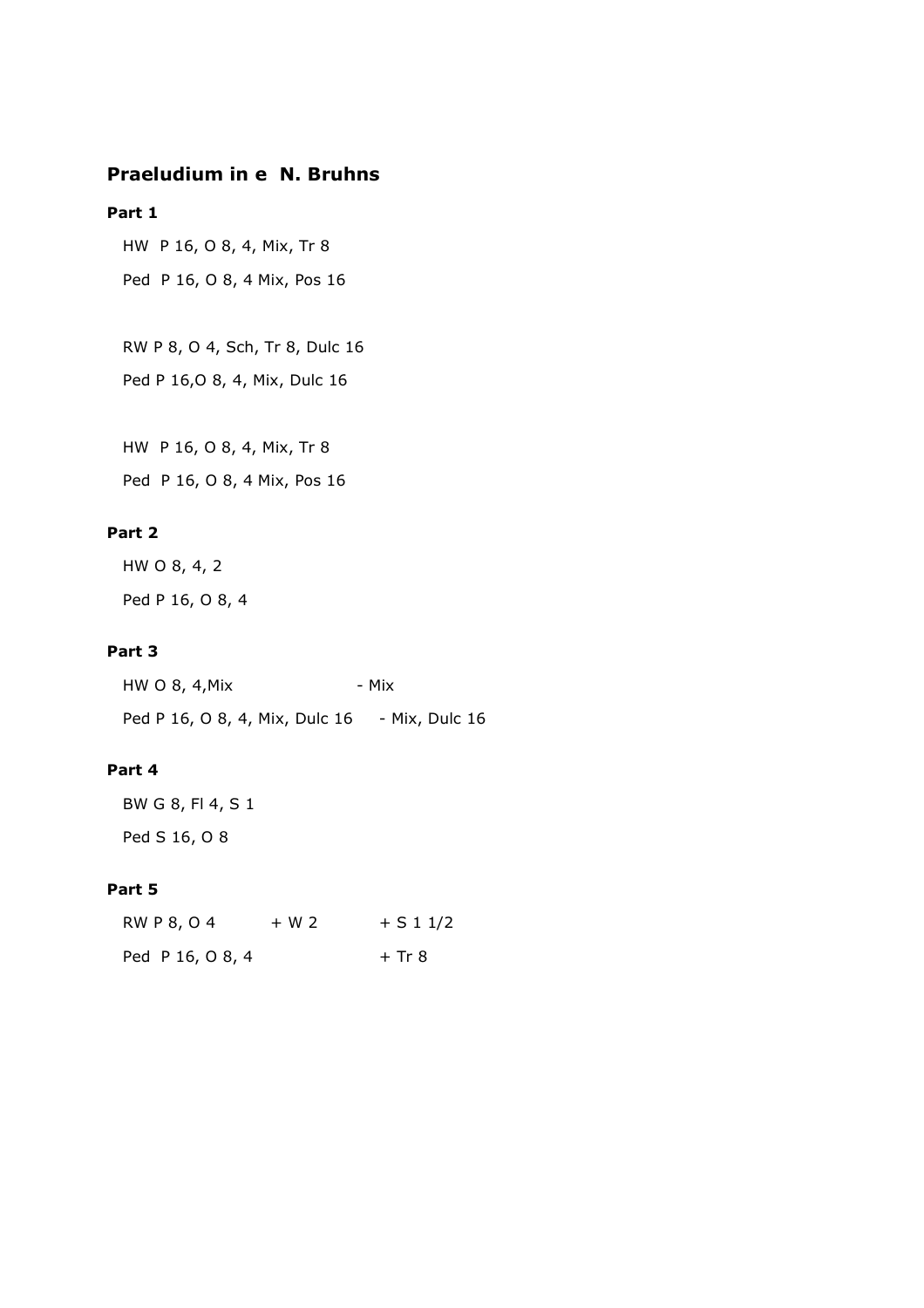**Praeludium in e  N. Bruhns**

**Part 1**

HW  P 16, O 8, 4, Mix, Tr 8

Ped  P 16, O 8, 4 Mix, Pos 16

RW P 8, O 4, Sch, Tr 8, Dulc 16

Ped P 16,O 8, 4, Mix, Dulc 16

HW  P 16, O 8, 4, Mix, Tr 8

Ped  P 16, O 8, 4 Mix, Pos 16

**Part 2**

HW O 8, 4, 2

Ped P 16, O 8, 4

**Part 3**

HW O 8, 4,Mix                    - Mix

Ped P 16, O 8, 4, Mix, Dulc 16     - Mix, Dulc 16

**Part 4**

BW G 8, Fl 4, S 1

Ped S 16, O 8

**Part 5**

RW P 8, O 4        + W 2        + S 1 1/2

Ped  P 16, O 8, 4                + Tr 8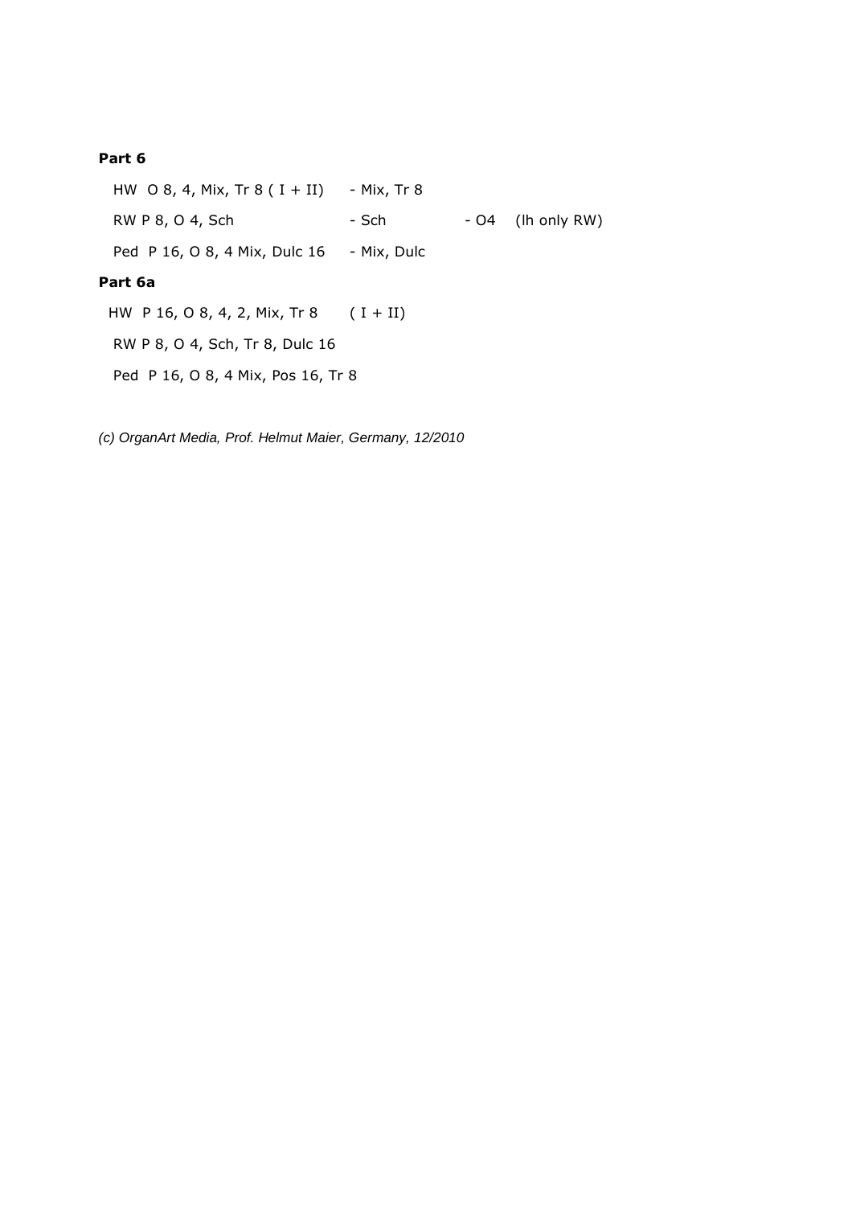**Part 6**

HW O 8, 4, Mix, Tr 8 ( I + II) - Mix, Tr 8

RW P 8, O 4, Sch - Sch - O4 (lh only RW)

Ped P 16, O 8, 4 Mix, Dulc 16 - Mix, Dulc

**Part 6a**

HW P 16, O 8, 4, 2, Mix, Tr 8 ( I + II)

RW P 8, O 4, Sch, Tr 8, Dulc 16

Ped P 16, O 8, 4 Mix, Pos 16, Tr 8

*(c) OrganArt Media, Prof. Helmut Maier, Germany, 12/2010*